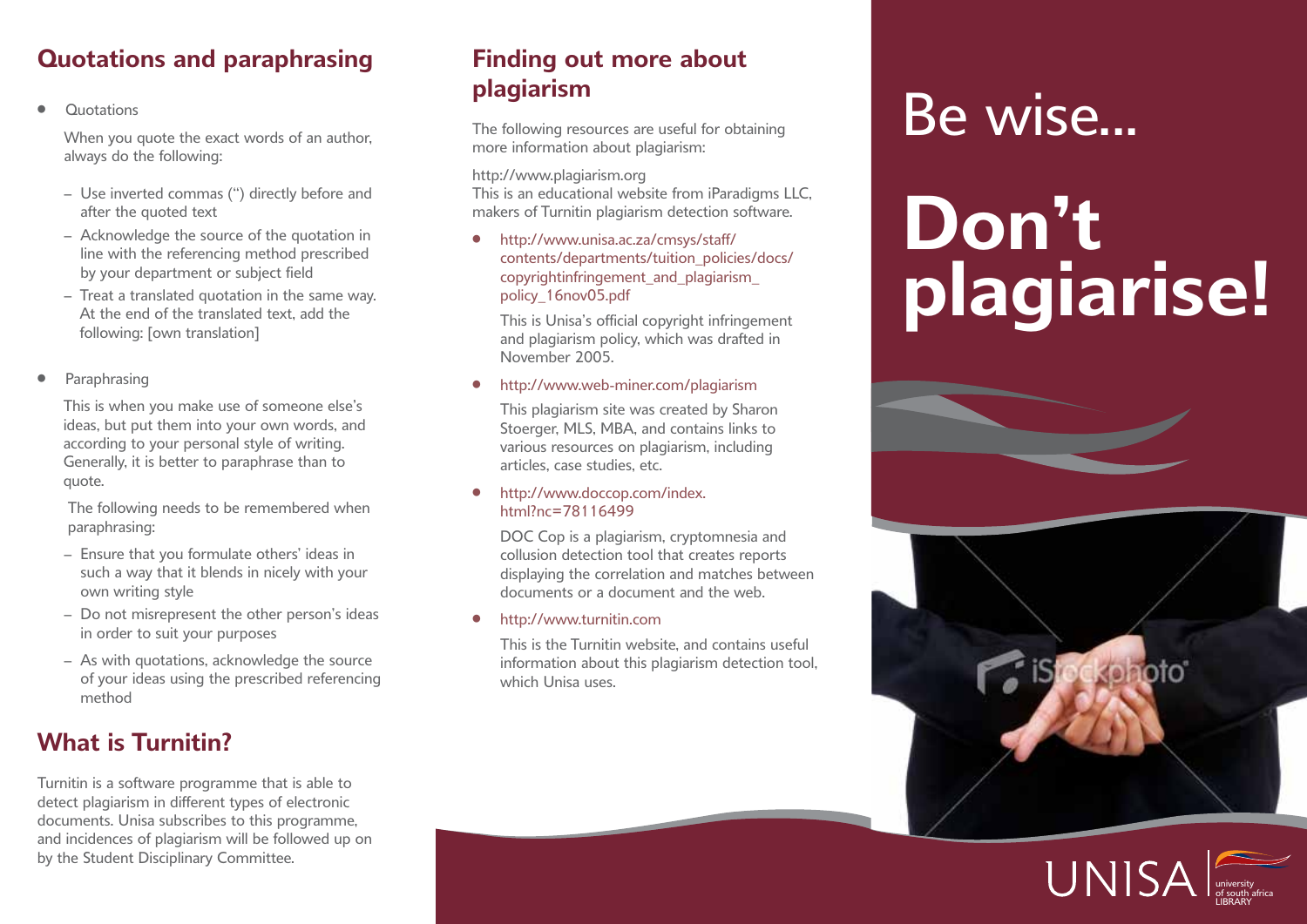## Quotations and paraphrasing

- Quotations

  When you quote the exact words of an author, always do the following:

  - Use inverted commas (") directly before and after the quoted text
  - Acknowledge the source of the quotation in line with the referencing method prescribed by your department or subject field
  - Treat a translated quotation in the same way. At the end of the translated text, add the following: [own translation]

- Paraphrasing

  This is when you make use of someone else's ideas, but put them into your own words, and according to your personal style of writing. Generally, it is better to paraphrase than to quote.

  The following needs to be remembered when paraphrasing:

  - Ensure that you formulate others' ideas in such a way that it blends in nicely with your own writing style
  - Do not misrepresent the other person's ideas in order to suit your purposes
  - As with quotations, acknowledge the source of your ideas using the prescribed referencing method

## What is Turnitin?

Turnitin is a software programme that is able to detect plagiarism in different types of electronic documents. Unisa subscribes to this programme, and incidences of plagiarism will be followed up on by the Student Disciplinary Committee.

## Finding out more about plagiarism

The following resources are useful for obtaining more information about plagiarism:

http://www.plagiarism.org
This is an educational website from iParadigms LLC, makers of Turnitin plagiarism detection software.

- http://www.unisa.ac.za/cmsys/staff/contents/departments/tuition_policies/docs/copyrightinfringement_and_plagiarism_policy_16nov05.pdf

  This is Unisa's official copyright infringement and plagiarism policy, which was drafted in November 2005.

- http://www.web-miner.com/plagiarism

  This plagiarism site was created by Sharon Stoerger, MLS, MBA, and contains links to various resources on plagiarism, including articles, case studies, etc.

- http://www.doccop.com/index.html?nc=78116499

  DOC Cop is a plagiarism, cryptomnesia and collusion detection tool that creates reports displaying the correlation and matches between documents or a document and the web.

- http://www.turnitin.com

  This is the Turnitin website, and contains useful information about this plagiarism detection tool, which Unisa uses.

# Be wise...

# Don't plagiarise!

UNISA university of south africa LIBRARY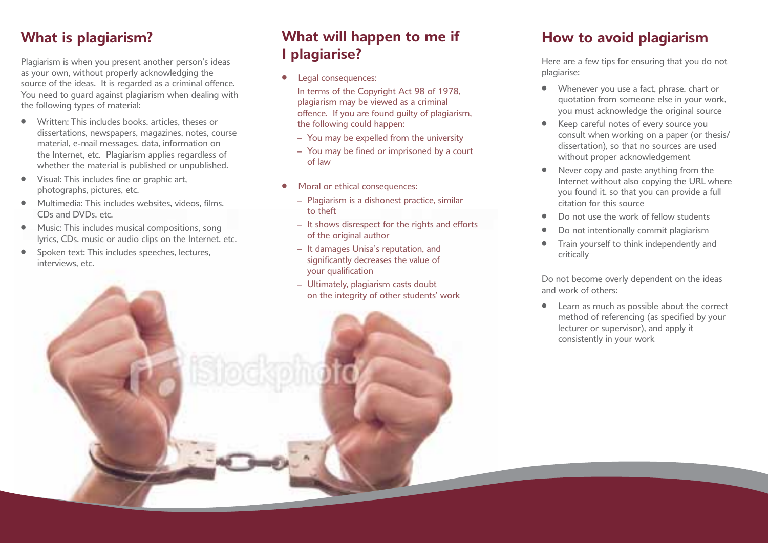## What is plagiarism?

Plagiarism is when you present another person's ideas as your own, without properly acknowledging the source of the ideas. It is regarded as a criminal offence. You need to guard against plagiarism when dealing with the following types of material:

- Written: This includes books, articles, theses or dissertations, newspapers, magazines, notes, course material, e-mail messages, data, information on the Internet, etc. Plagiarism applies regardless of whether the material is published or unpublished.
- Visual: This includes fine or graphic art, photographs, pictures, etc.
- Multimedia: This includes websites, videos, films, CDs and DVDs, etc.
- Music: This includes musical compositions, song lyrics, CDs, music or audio clips on the Internet, etc.
- Spoken text: This includes speeches, lectures, interviews, etc.

## What will happen to me if I plagiarise?

- Legal consequences:
  In terms of the Copyright Act 98 of 1978, plagiarism may be viewed as a criminal offence. If you are found guilty of plagiarism, the following could happen:
  - You may be expelled from the university
  - You may be fined or imprisoned by a court of law
- Moral or ethical consequences:
  - Plagiarism is a dishonest practice, similar to theft
  - It shows disrespect for the rights and efforts of the original author
  - It damages Unisa's reputation, and significantly decreases the value of your qualification
  - Ultimately, plagiarism casts doubt on the integrity of other students' work

## How to avoid plagiarism

Here are a few tips for ensuring that you do not plagiarise:

- Whenever you use a fact, phrase, chart or quotation from someone else in your work, you must acknowledge the original source
- Keep careful notes of every source you consult when working on a paper (or thesis/dissertation), so that no sources are used without proper acknowledgement
- Never copy and paste anything from the Internet without also copying the URL where you found it, so that you can provide a full citation for this source
- Do not use the work of fellow students
- Do not intentionally commit plagiarism
- Train yourself to think independently and critically

Do not become overly dependent on the ideas and work of others:

- Learn as much as possible about the correct method of referencing (as specified by your lecturer or supervisor), and apply it consistently in your work